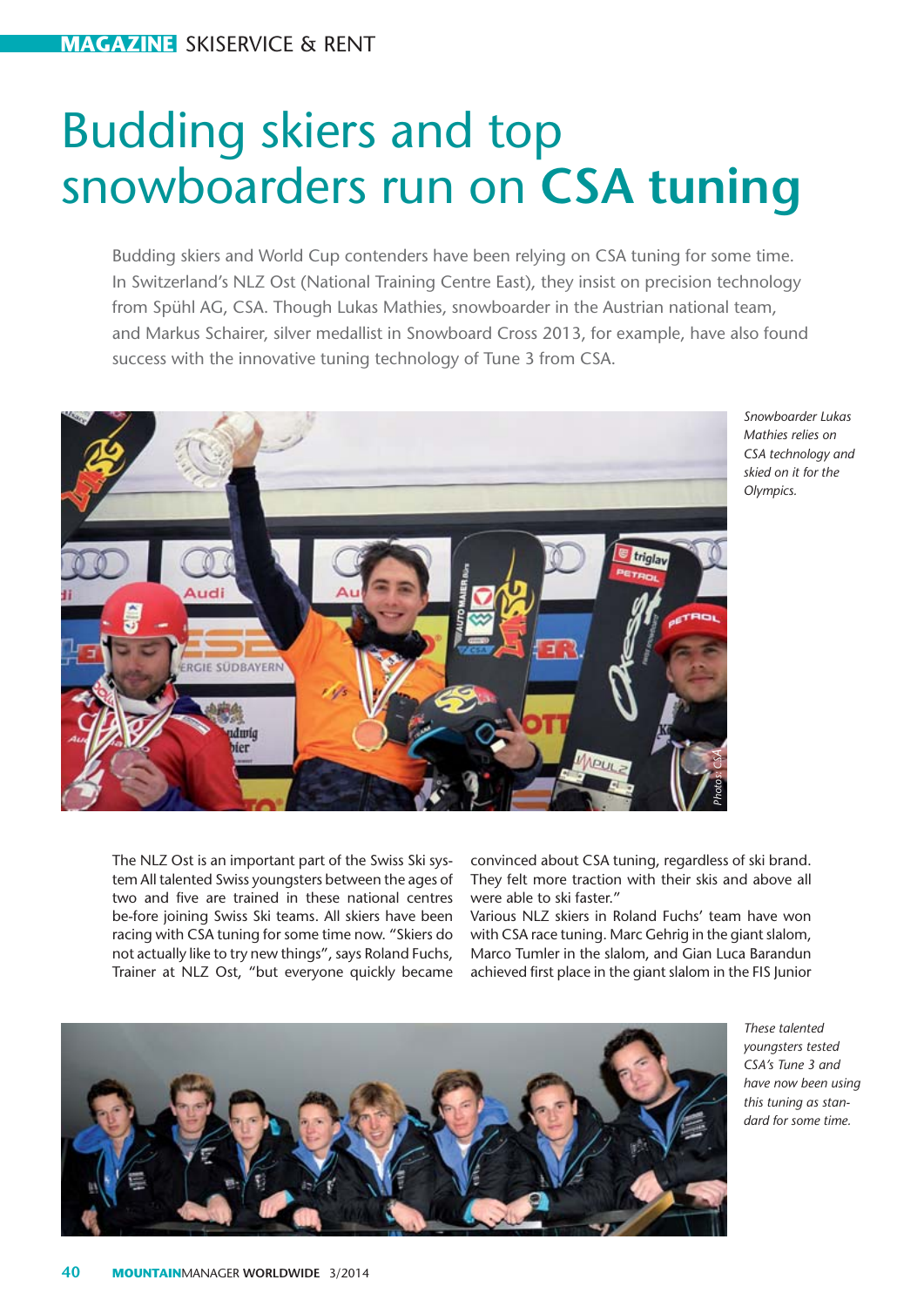# Budding skiers and top snowboarders run on **CSA tuning**

Budding skiers and World Cup contenders have been relying on CSA tuning for some time. In Switzerland's NLZ Ost (National Training Centre East), they insist on precision technology from Spühl AG, CSA. Though Lukas Mathies, snowboarder in the Austrian national team, and Markus Schairer, silver medallist in Snowboard Cross 2013, for example, have also found success with the innovative tuning technology of Tune 3 from CSA.

*Snowboarder Lukas Mathies relies on CSA technology and skied on it for the Olympics.*

*Photos: CSA*

The NLZ Ost is an important part of the Swiss Ski system All talented Swiss youngsters between the ages of two and five are trained in these national centres be-fore joining Swiss Ski teams. All skiers have been racing with CSA tuning for some time now. "Skiers do not actually like to try new things", says Roland Fuchs, Trainer at NLZ Ost, "but everyone quickly became convinced about CSA tuning, regardless of ski brand. They felt more traction with their skis and above all were able to ski faster."

Various NLZ skiers in Roland Fuchs' team have won with CSA race tuning. Marc Gehrig in the giant slalom, Marco Tumler in the slalom, and Gian Luca Barandun achieved first place in the giant slalom in the FIS Junior

*These talented youngsters tested CSA's Tune 3 and have now been using this tuning as standard for some time.*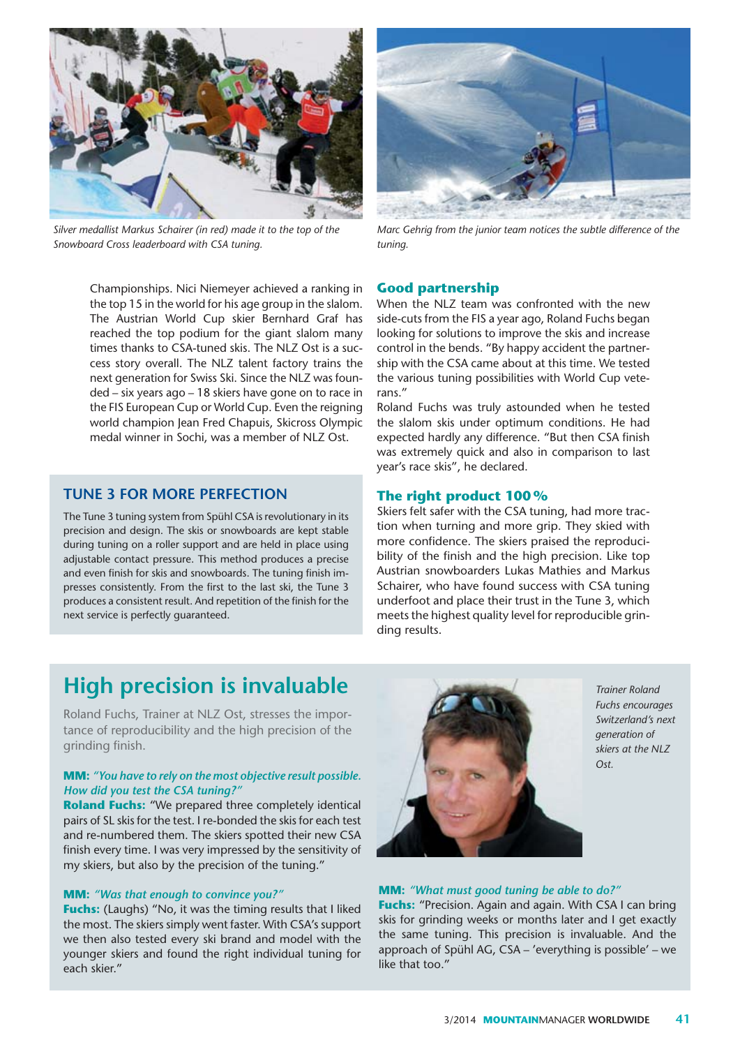Silver medallist Markus Schairer (in red) made it to the top of the Snowboard Cross leaderboard with CSA tuning.

Marc Gehrig from the junior team notices the subtle difference of the tuning.

Championships. Nici Niemeyer achieved a ranking in the top 15 in the world for his age group in the slalom. The Austrian World Cup skier Bernhard Graf has reached the top podium for the giant slalom many times thanks to CSA-tuned skis. The NLZ Ost is a success story overall. The NLZ talent factory trains the next generation for Swiss Ski. Since the NLZ was founded – six years ago – 18 skiers have gone on to race in the FIS European Cup or World Cup. Even the reigning world champion Jean Fred Chapuis, Skicross Olympic medal winner in Sochi, was a member of NLZ Ost.

### TUNE 3 FOR MORE PERFECTION

The Tune 3 tuning system from Spühl CSA is revolutionary in its precision and design. The skis or snowboards are kept stable during tuning on a roller support and are held in place using adjustable contact pressure. This method produces a precise and even finish for skis and snowboards. The tuning finish impresses consistently. From the first to the last ski, the Tune 3 produces a consistent result. And repetition of the finish for the next service is perfectly guaranteed.

### Good partnership

When the NLZ team was confronted with the new side-cuts from the FIS a year ago, Roland Fuchs began looking for solutions to improve the skis and increase control in the bends. "By happy accident the partnership with the CSA came about at this time. We tested the various tuning possibilities with World Cup veterans."

Roland Fuchs was truly astounded when he tested the slalom skis under optimum conditions. He had expected hardly any difference. "But then CSA finish was extremely quick and also in comparison to last year's race skis", he declared.

### The right product 100 %

Skiers felt safer with the CSA tuning, had more traction when turning and more grip. They skied with more confidence. The skiers praised the reproducibility of the finish and the high precision. Like top Austrian snowboarders Lukas Mathies and Markus Schairer, who have found success with CSA tuning underfoot and place their trust in the Tune 3, which meets the highest quality level for reproducible grinding results.

## High precision is invaluable

Roland Fuchs, Trainer at NLZ Ost, stresses the importance of reproducibility and the high precision of the grinding finish.

**MM:** *"You have to rely on the most objective result possible. How did you test the CSA tuning?"*
**Roland Fuchs:** "We prepared three completely identical pairs of SL skis for the test. I re-bonded the skis for each test and re-numbered them. The skiers spotted their new CSA finish every time. I was very impressed by the sensitivity of my skiers, but also by the precision of the tuning."

**MM:** *"Was that enough to convince you?"*
**Fuchs:** (Laughs) "No, it was the timing results that I liked the most. The skiers simply went faster. With CSA's support we then also tested every ski brand and model with the younger skiers and found the right individual tuning for each skier."

*Trainer Roland Fuchs encourages Switzerland's next generation of skiers at the NLZ Ost.*

**MM:** *"What must good tuning be able to do?"*
**Fuchs:** "Precision. Again and again. With CSA I can bring skis for grinding weeks or months later and I get exactly the same tuning. This precision is invaluable. And the approach of Spühl AG, CSA – 'everything is possible' – we like that too."